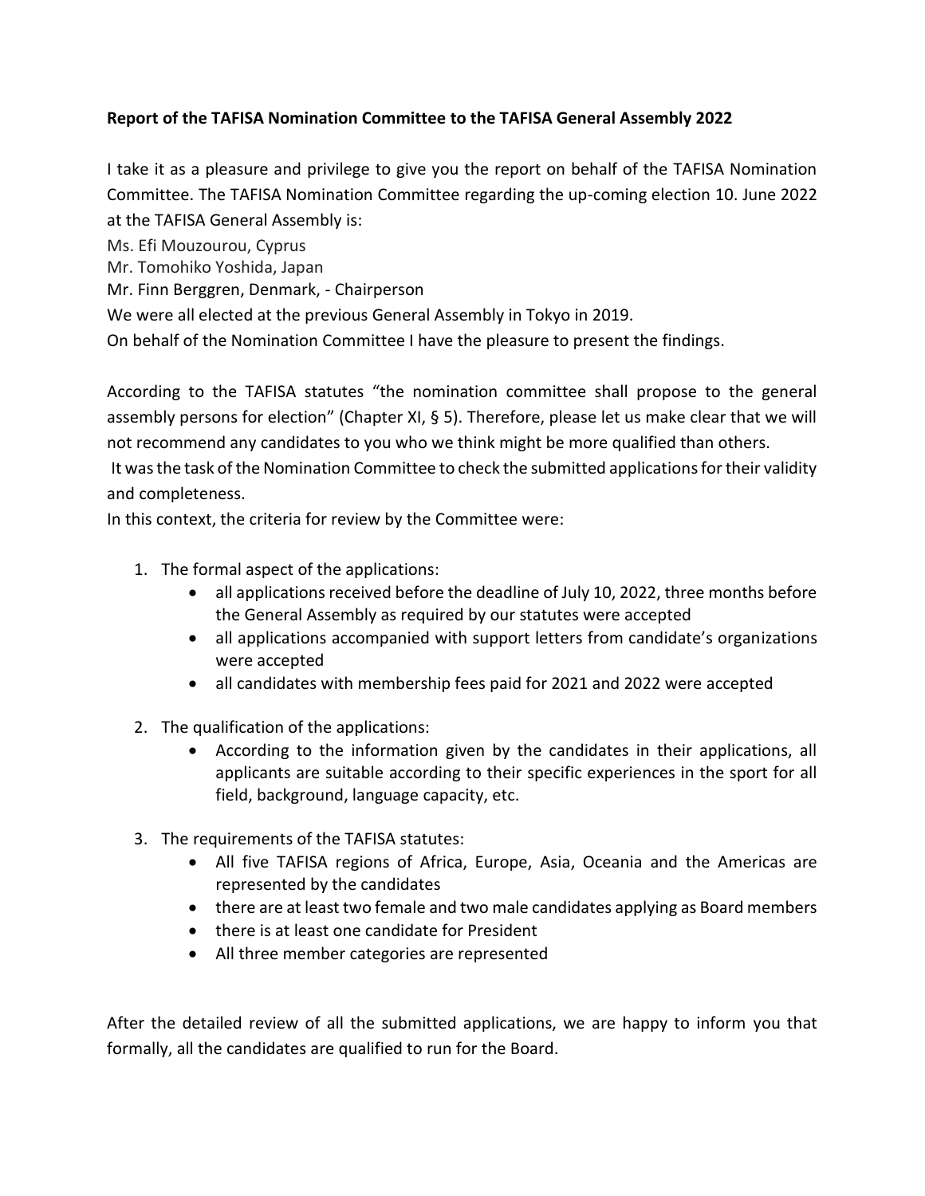**Report of the TAFISA Nomination Committee to the TAFISA General Assembly 2022**

I take it as a pleasure and privilege to give you the report on behalf of the TAFISA Nomination Committee. The TAFISA Nomination Committee regarding the up-coming election 10. June 2022 at the TAFISA General Assembly is:

Ms. Efi Mouzourou, Cyprus
Mr. Tomohiko Yoshida, Japan
Mr. Finn Berggren, Denmark, - Chairperson
We were all elected at the previous General Assembly in Tokyo in 2019.
On behalf of the Nomination Committee I have the pleasure to present the findings.

According to the TAFISA statutes "the nomination committee shall propose to the general assembly persons for election" (Chapter XI, § 5). Therefore, please let us make clear that we will not recommend any candidates to you who we think might be more qualified than others.
It was the task of the Nomination Committee to check the submitted applications for their validity and completeness.
In this context, the criteria for review by the Committee were:

1. The formal aspect of the applications:
   - all applications received before the deadline of July 10, 2022, three months before the General Assembly as required by our statutes were accepted
   - all applications accompanied with support letters from candidate's organizations were accepted
   - all candidates with membership fees paid for 2021 and 2022 were accepted

2. The qualification of the applications:
   - According to the information given by the candidates in their applications, all applicants are suitable according to their specific experiences in the sport for all field, background, language capacity, etc.

3. The requirements of the TAFISA statutes:
   - All five TAFISA regions of Africa, Europe, Asia, Oceania and the Americas are represented by the candidates
   - there are at least two female and two male candidates applying as Board members
   - there is at least one candidate for President
   - All three member categories are represented

After the detailed review of all the submitted applications, we are happy to inform you that formally, all the candidates are qualified to run for the Board.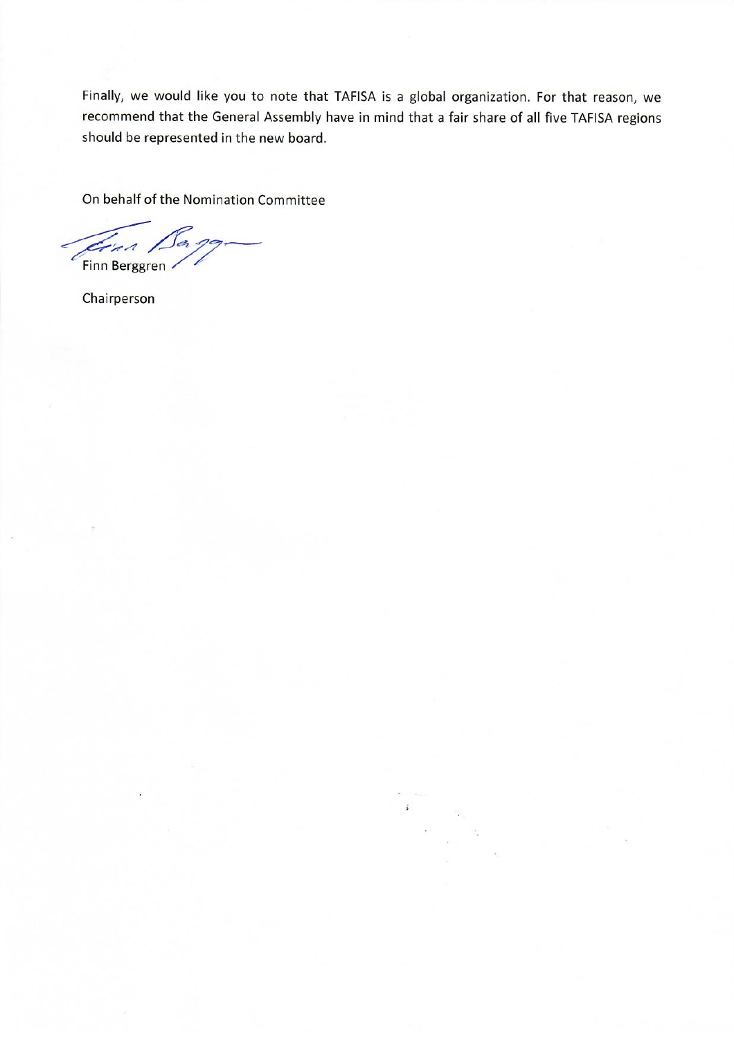Finally, we would like you to note that TAFISA is a global organization. For that reason, we recommend that the General Assembly have in mind that a fair share of all five TAFISA regions should be represented in the new board.

On behalf of the Nomination Committee

Finn Berggren

Chairperson